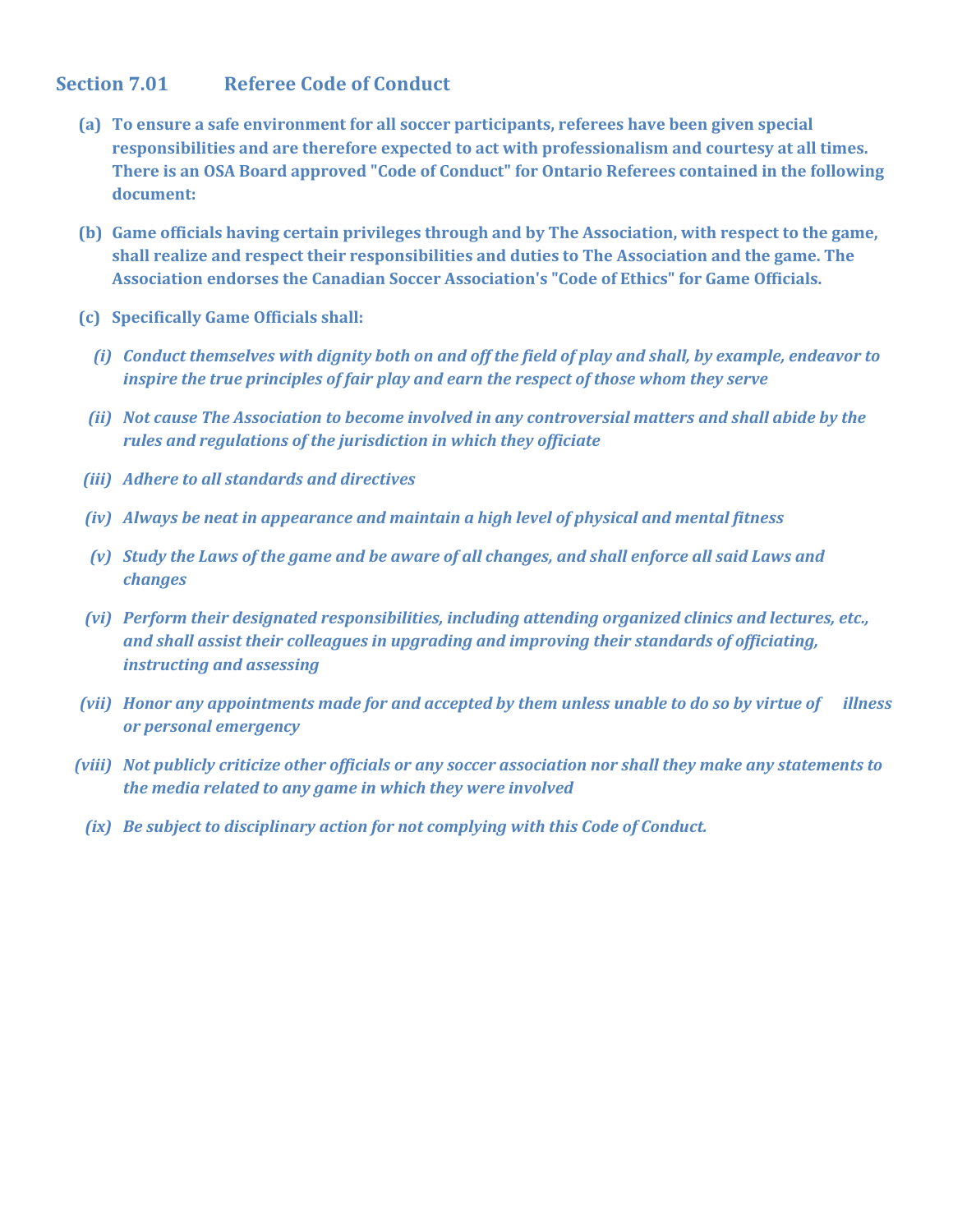## Section 7.01 Referee Code of Conduct

**(a)** **To ensure a safe environment for all soccer participants, referees have been given special responsibilities and are therefore expected to act with professionalism and courtesy at all times. There is an OSA Board approved "Code of Conduct" for Ontario Referees contained in the following document:**

**(b)** **Game officials having certain privileges through and by The Association, with respect to the game, shall realize and respect their responsibilities and duties to The Association and the game. The Association endorses the Canadian Soccer Association's "Code of Ethics" for Game Officials.**

**(c)** **Specifically Game Officials shall:**

*(i) Conduct themselves with dignity both on and off the field of play and shall, by example, endeavor to inspire the true principles of fair play and earn the respect of those whom they serve*

*(ii) Not cause The Association to become involved in any controversial matters and shall abide by the rules and regulations of the jurisdiction in which they officiate*

*(iii) Adhere to all standards and directives*

*(iv) Always be neat in appearance and maintain a high level of physical and mental fitness*

*(v) Study the Laws of the game and be aware of all changes, and shall enforce all said Laws and changes*

*(vi) Perform their designated responsibilities, including attending organized clinics and lectures, etc., and shall assist their colleagues in upgrading and improving their standards of officiating, instructing and assessing*

*(vii) Honor any appointments made for and accepted by them unless unable to do so by virtue of illness or personal emergency*

*(viii) Not publicly criticize other officials or any soccer association nor shall they make any statements to the media related to any game in which they were involved*

*(ix) Be subject to disciplinary action for not complying with this Code of Conduct.*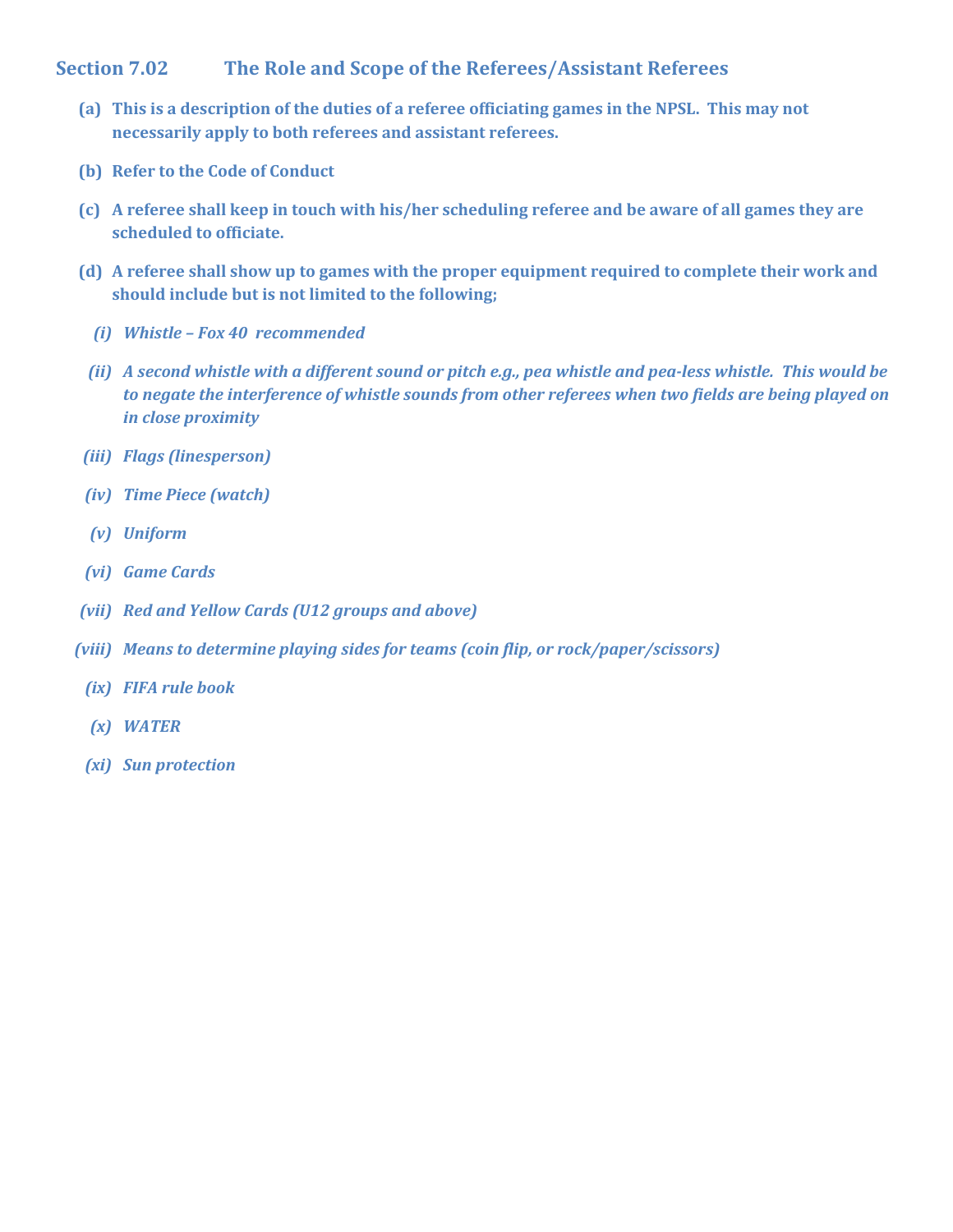## Section 7.02 The Role and Scope of the Referees/Assistant Referees

**(a)** **This is a description of the duties of a referee officiating games in the NPSL. This may not necessarily apply to both referees and assistant referees.**

**(b)** **Refer to the Code of Conduct**

**(c)** **A referee shall keep in touch with his/her scheduling referee and be aware of all games they are scheduled to officiate.**

**(d)** **A referee shall show up to games with the proper equipment required to complete their work and should include but is not limited to the following;**

- ***(i)*** ***Whistle – Fox 40 recommended***
- ***(ii)*** ***A second whistle with a different sound or pitch e.g., pea whistle and pea-less whistle. This would be to negate the interference of whistle sounds from other referees when two fields are being played on in close proximity***
- ***(iii)*** ***Flags (linesperson)***
- ***(iv)*** ***Time Piece (watch)***
- ***(v)*** ***Uniform***
- ***(vi)*** ***Game Cards***
- ***(vii)*** ***Red and Yellow Cards (U12 groups and above)***
- ***(viii)*** ***Means to determine playing sides for teams (coin flip, or rock/paper/scissors)***
- ***(ix)*** ***FIFA rule book***
- ***(x)*** ***WATER***
- ***(xi)*** ***Sun protection***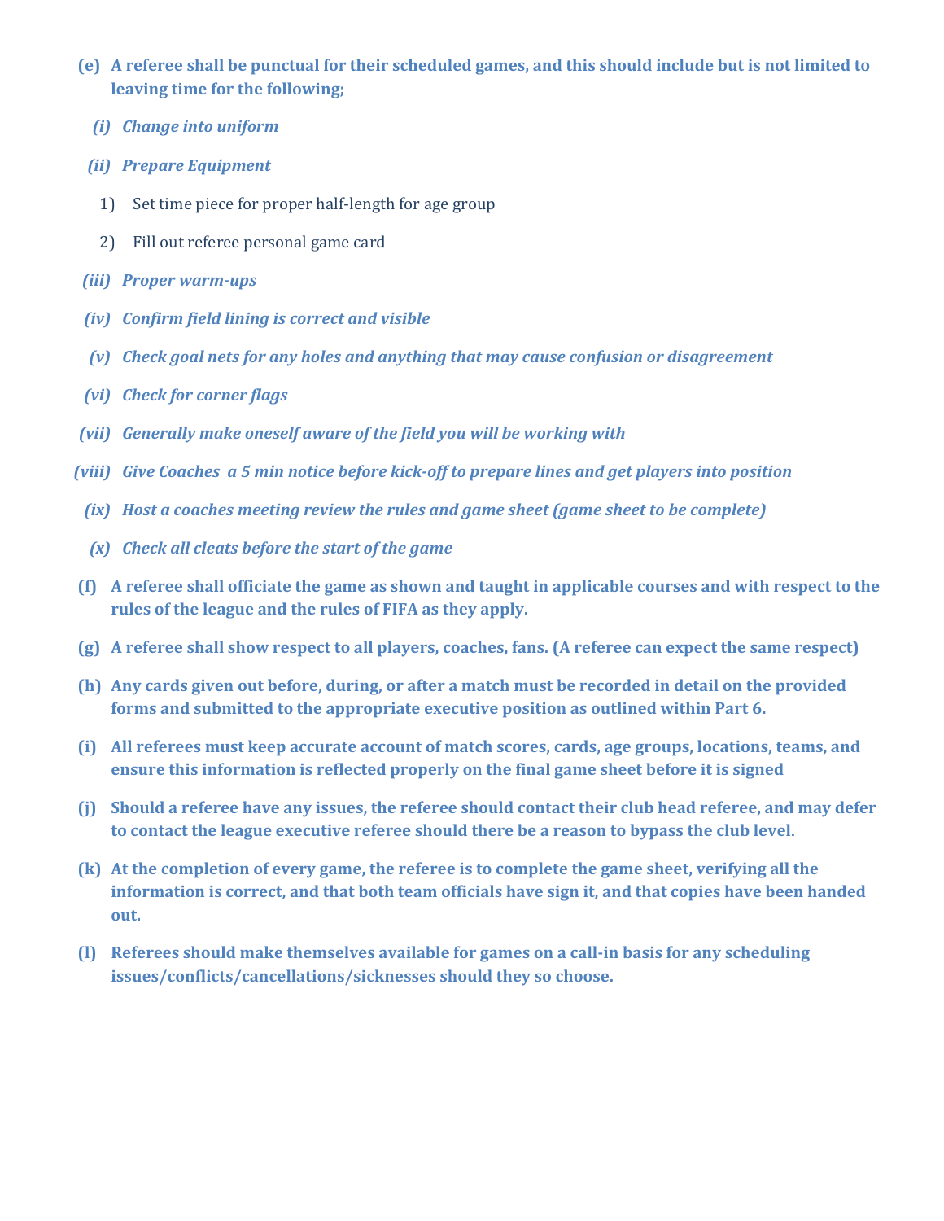**(e) A referee shall be punctual for their scheduled games, and this should include but is not limited to leaving time for the following;**

   ***(i) Change into uniform***

   ***(ii) Prepare Equipment***

      1) Set time piece for proper half-length for age group

      2) Fill out referee personal game card

   ***(iii) Proper warm-ups***

   ***(iv) Confirm field lining is correct and visible***

   ***(v) Check goal nets for any holes and anything that may cause confusion or disagreement***

   ***(vi) Check for corner flags***

   ***(vii) Generally make oneself aware of the field you will be working with***

   ***(viii) Give Coaches a 5 min notice before kick-off to prepare lines and get players into position***

   ***(ix) Host a coaches meeting review the rules and game sheet (game sheet to be complete)***

   ***(x) Check all cleats before the start of the game***

**(f) A referee shall officiate the game as shown and taught in applicable courses and with respect to the rules of the league and the rules of FIFA as they apply.**

**(g) A referee shall show respect to all players, coaches, fans. (A referee can expect the same respect)**

**(h) Any cards given out before, during, or after a match must be recorded in detail on the provided forms and submitted to the appropriate executive position as outlined within Part 6.**

**(i) All referees must keep accurate account of match scores, cards, age groups, locations, teams, and ensure this information is reflected properly on the final game sheet before it is signed**

**(j) Should a referee have any issues, the referee should contact their club head referee, and may defer to contact the league executive referee should there be a reason to bypass the club level.**

**(k) At the completion of every game, the referee is to complete the game sheet, verifying all the information is correct, and that both team officials have sign it, and that copies have been handed out.**

**(l) Referees should make themselves available for games on a call-in basis for any scheduling issues/conflicts/cancellations/sicknesses should they so choose.**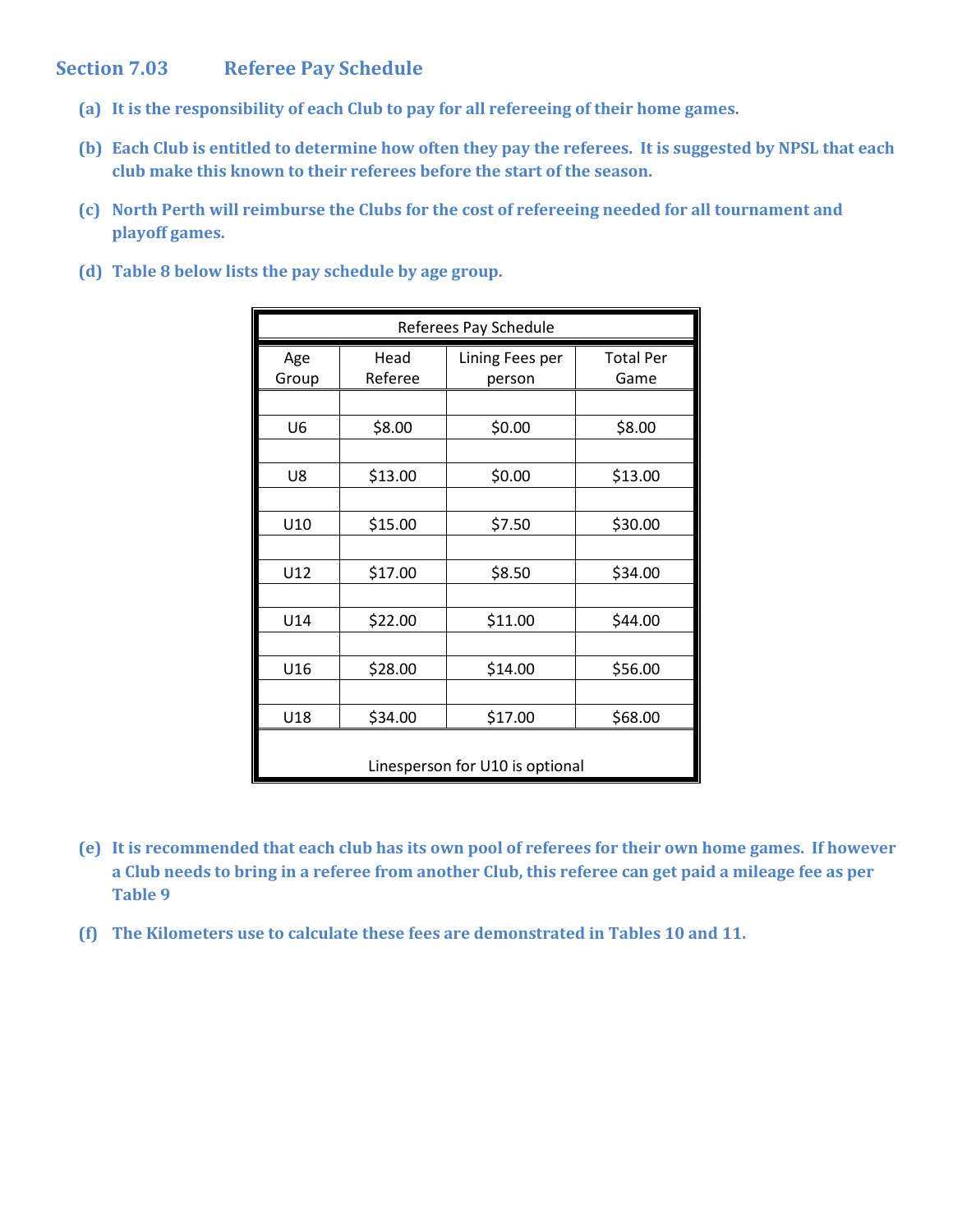## Section 7.03 Referee Pay Schedule

**(a) It is the responsibility of each Club to pay for all refereeing of their home games.**

**(b) Each Club is entitled to determine how often they pay the referees. It is suggested by NPSL that each club make this known to their referees before the start of the season.**

**(c) North Perth will reimburse the Clubs for the cost of refereeing needed for all tournament and playoff games.**

**(d) Table 8 below lists the pay schedule by age group.**

| Referees Pay Schedule | | | |
|---|---|---|---|
| Age Group | Head Referee | Lining Fees per person | Total Per Game |
| U6 | $8.00 | $0.00 | $8.00 |
| U8 | $13.00 | $0.00 | $13.00 |
| U10 | $15.00 | $7.50 | $30.00 |
| U12 | $17.00 | $8.50 | $34.00 |
| U14 | $22.00 | $11.00 | $44.00 |
| U16 | $28.00 | $14.00 | $56.00 |
| U18 | $34.00 | $17.00 | $68.00 |
| Linesperson for U10 is optional | | | |

**(e) It is recommended that each club has its own pool of referees for their own home games. If however a Club needs to bring in a referee from another Club, this referee can get paid a mileage fee as per Table 9**

**(f) The Kilometers use to calculate these fees are demonstrated in Tables 10 and 11.**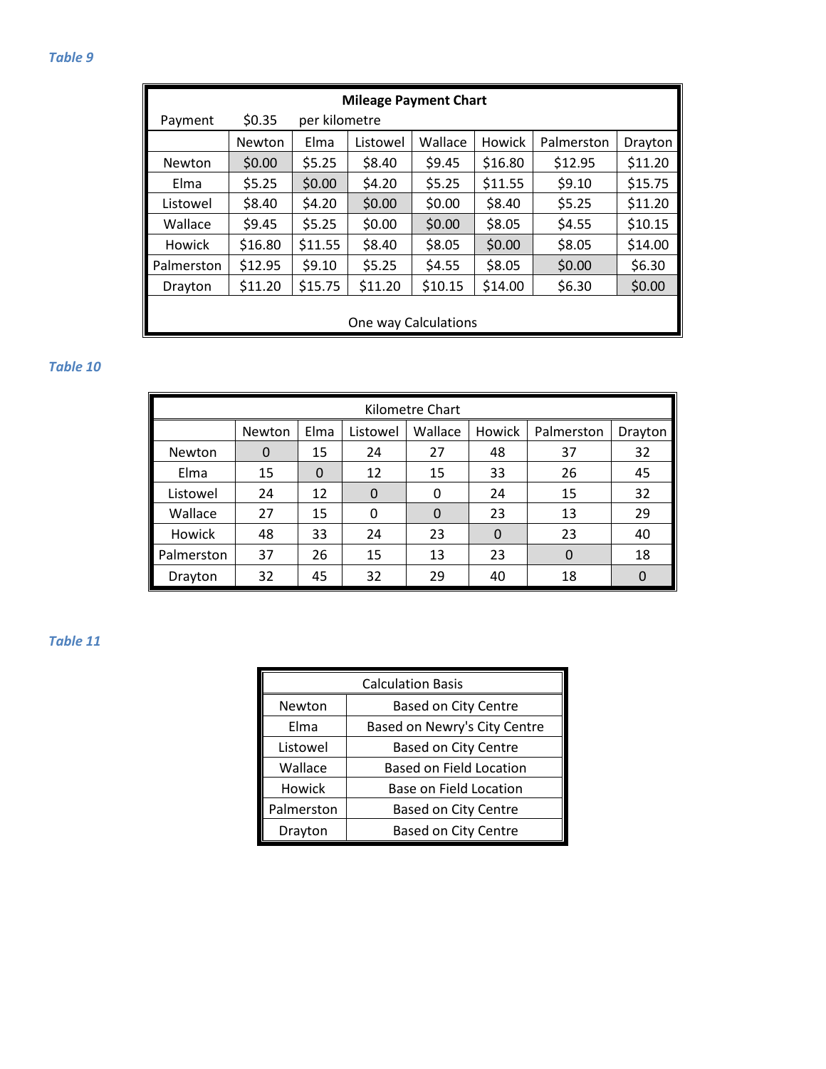*Table 9*

| Mileage Payment Chart | | | | | | | |
|---|---|---|---|---|---|---|---|
| Payment | $0.35 | per kilometre | | | | | |
| | Newton | Elma | Listowel | Wallace | Howick | Palmerston | Drayton |
| Newton | $0.00 | $5.25 | $8.40 | $9.45 | $16.80 | $12.95 | $11.20 |
| Elma | $5.25 | $0.00 | $4.20 | $5.25 | $11.55 | $9.10 | $15.75 |
| Listowel | $8.40 | $4.20 | $0.00 | $0.00 | $8.40 | $5.25 | $11.20 |
| Wallace | $9.45 | $5.25 | $0.00 | $0.00 | $8.05 | $4.55 | $10.15 |
| Howick | $16.80 | $11.55 | $8.40 | $8.05 | $0.00 | $8.05 | $14.00 |
| Palmerston | $12.95 | $9.10 | $5.25 | $4.55 | $8.05 | $0.00 | $6.30 |
| Drayton | $11.20 | $15.75 | $11.20 | $10.15 | $14.00 | $6.30 | $0.00 |
| One way Calculations | | | | | | | |

*Table 10*

| Kilometre Chart | | | | | | | |
|---|---|---|---|---|---|---|---|
| | Newton | Elma | Listowel | Wallace | Howick | Palmerston | Drayton |
| Newton | 0 | 15 | 24 | 27 | 48 | 37 | 32 |
| Elma | 15 | 0 | 12 | 15 | 33 | 26 | 45 |
| Listowel | 24 | 12 | 0 | 0 | 24 | 15 | 32 |
| Wallace | 27 | 15 | 0 | 0 | 23 | 13 | 29 |
| Howick | 48 | 33 | 24 | 23 | 0 | 23 | 40 |
| Palmerston | 37 | 26 | 15 | 13 | 23 | 0 | 18 |
| Drayton | 32 | 45 | 32 | 29 | 40 | 18 | 0 |

*Table 11*

| Calculation Basis | |
|---|---|
| Newton | Based on City Centre |
| Elma | Based on Newry's City Centre |
| Listowel | Based on City Centre |
| Wallace | Based on Field Location |
| Howick | Base on Field Location |
| Palmerston | Based on City Centre |
| Drayton | Based on City Centre |